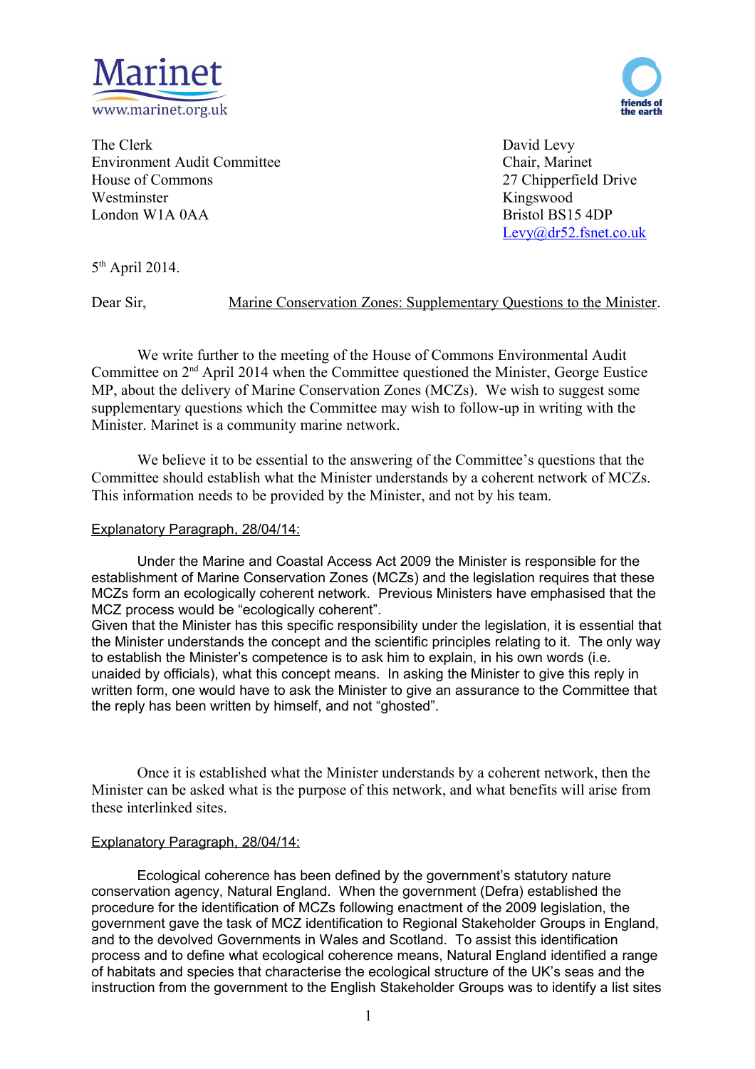Marinet
www.marinet.org.uk

friends of the earth

The Clerk
Environment Audit Committee
House of Commons
Westminster
London W1A 0AA

David Levy
Chair, Marinet
27 Chipperfield Drive
Kingswood
Bristol BS15 4DP
Levy@dr52.fsnet.co.uk

5th April 2014.

Dear Sir, Marine Conservation Zones: Supplementary Questions to the Minister.

We write further to the meeting of the House of Commons Environmental Audit Committee on 2nd April 2014 when the Committee questioned the Minister, George Eustice MP, about the delivery of Marine Conservation Zones (MCZs). We wish to suggest some supplementary questions which the Committee may wish to follow-up in writing with the Minister. Marinet is a community marine network.

We believe it to be essential to the answering of the Committee's questions that the Committee should establish what the Minister understands by a coherent network of MCZs. This information needs to be provided by the Minister, and not by his team.

Explanatory Paragraph, 28/04/14:

Under the Marine and Coastal Access Act 2009 the Minister is responsible for the establishment of Marine Conservation Zones (MCZs) and the legislation requires that these MCZs form an ecologically coherent network. Previous Ministers have emphasised that the MCZ process would be "ecologically coherent".
Given that the Minister has this specific responsibility under the legislation, it is essential that the Minister understands the concept and the scientific principles relating to it. The only way to establish the Minister's competence is to ask him to explain, in his own words (i.e. unaided by officials), what this concept means. In asking the Minister to give this reply in written form, one would have to ask the Minister to give an assurance to the Committee that the reply has been written by himself, and not "ghosted".

Once it is established what the Minister understands by a coherent network, then the Minister can be asked what is the purpose of this network, and what benefits will arise from these interlinked sites.

Explanatory Paragraph, 28/04/14:

Ecological coherence has been defined by the government's statutory nature conservation agency, Natural England. When the government (Defra) established the procedure for the identification of MCZs following enactment of the 2009 legislation, the government gave the task of MCZ identification to Regional Stakeholder Groups in England, and to the devolved Governments in Wales and Scotland. To assist this identification process and to define what ecological coherence means, Natural England identified a range of habitats and species that characterise the ecological structure of the UK's seas and the instruction from the government to the English Stakeholder Groups was to identify a list sites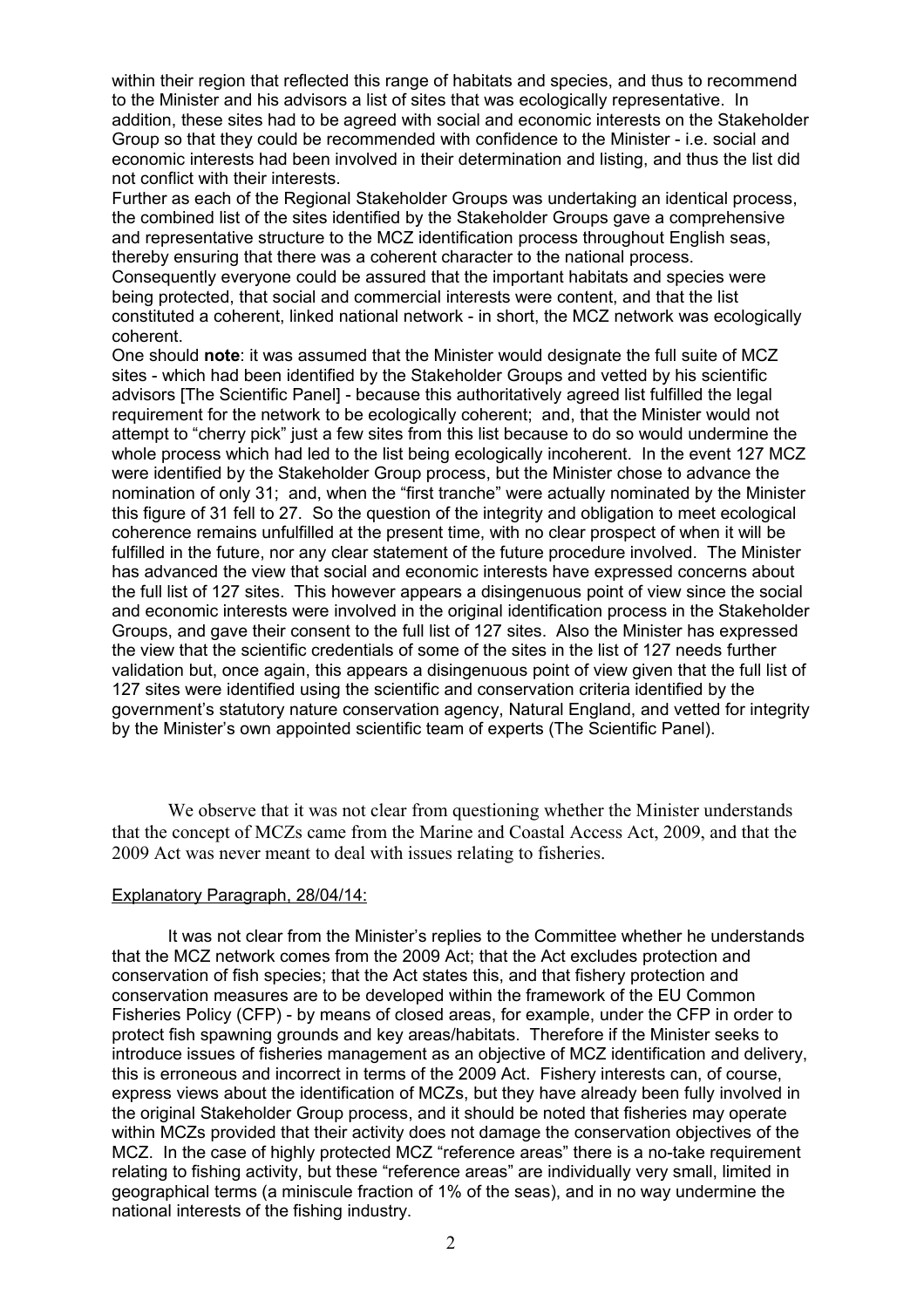within their region that reflected this range of habitats and species, and thus to recommend to the Minister and his advisors a list of sites that was ecologically representative. In addition, these sites had to be agreed with social and economic interests on the Stakeholder Group so that they could be recommended with confidence to the Minister - i.e. social and economic interests had been involved in their determination and listing, and thus the list did not conflict with their interests.

Further as each of the Regional Stakeholder Groups was undertaking an identical process, the combined list of the sites identified by the Stakeholder Groups gave a comprehensive and representative structure to the MCZ identification process throughout English seas, thereby ensuring that there was a coherent character to the national process.

Consequently everyone could be assured that the important habitats and species were being protected, that social and commercial interests were content, and that the list constituted a coherent, linked national network - in short, the MCZ network was ecologically coherent.

One should **note**: it was assumed that the Minister would designate the full suite of MCZ sites - which had been identified by the Stakeholder Groups and vetted by his scientific advisors [The Scientific Panel] - because this authoritatively agreed list fulfilled the legal requirement for the network to be ecologically coherent; and, that the Minister would not attempt to "cherry pick" just a few sites from this list because to do so would undermine the whole process which had led to the list being ecologically incoherent. In the event 127 MCZ were identified by the Stakeholder Group process, but the Minister chose to advance the nomination of only 31; and, when the "first tranche" were actually nominated by the Minister this figure of 31 fell to 27. So the question of the integrity and obligation to meet ecological coherence remains unfulfilled at the present time, with no clear prospect of when it will be fulfilled in the future, nor any clear statement of the future procedure involved. The Minister has advanced the view that social and economic interests have expressed concerns about the full list of 127 sites. This however appears a disingenuous point of view since the social and economic interests were involved in the original identification process in the Stakeholder Groups, and gave their consent to the full list of 127 sites. Also the Minister has expressed the view that the scientific credentials of some of the sites in the list of 127 needs further validation but, once again, this appears a disingenuous point of view given that the full list of 127 sites were identified using the scientific and conservation criteria identified by the government's statutory nature conservation agency, Natural England, and vetted for integrity by the Minister's own appointed scientific team of experts (The Scientific Panel).

We observe that it was not clear from questioning whether the Minister understands that the concept of MCZs came from the Marine and Coastal Access Act, 2009, and that the 2009 Act was never meant to deal with issues relating to fisheries.

Explanatory Paragraph, 28/04/14:

It was not clear from the Minister's replies to the Committee whether he understands that the MCZ network comes from the 2009 Act; that the Act excludes protection and conservation of fish species; that the Act states this, and that fishery protection and conservation measures are to be developed within the framework of the EU Common Fisheries Policy (CFP) - by means of closed areas, for example, under the CFP in order to protect fish spawning grounds and key areas/habitats. Therefore if the Minister seeks to introduce issues of fisheries management as an objective of MCZ identification and delivery, this is erroneous and incorrect in terms of the 2009 Act. Fishery interests can, of course, express views about the identification of MCZs, but they have already been fully involved in the original Stakeholder Group process, and it should be noted that fisheries may operate within MCZs provided that their activity does not damage the conservation objectives of the MCZ. In the case of highly protected MCZ "reference areas" there is a no-take requirement relating to fishing activity, but these "reference areas" are individually very small, limited in geographical terms (a miniscule fraction of 1% of the seas), and in no way undermine the national interests of the fishing industry.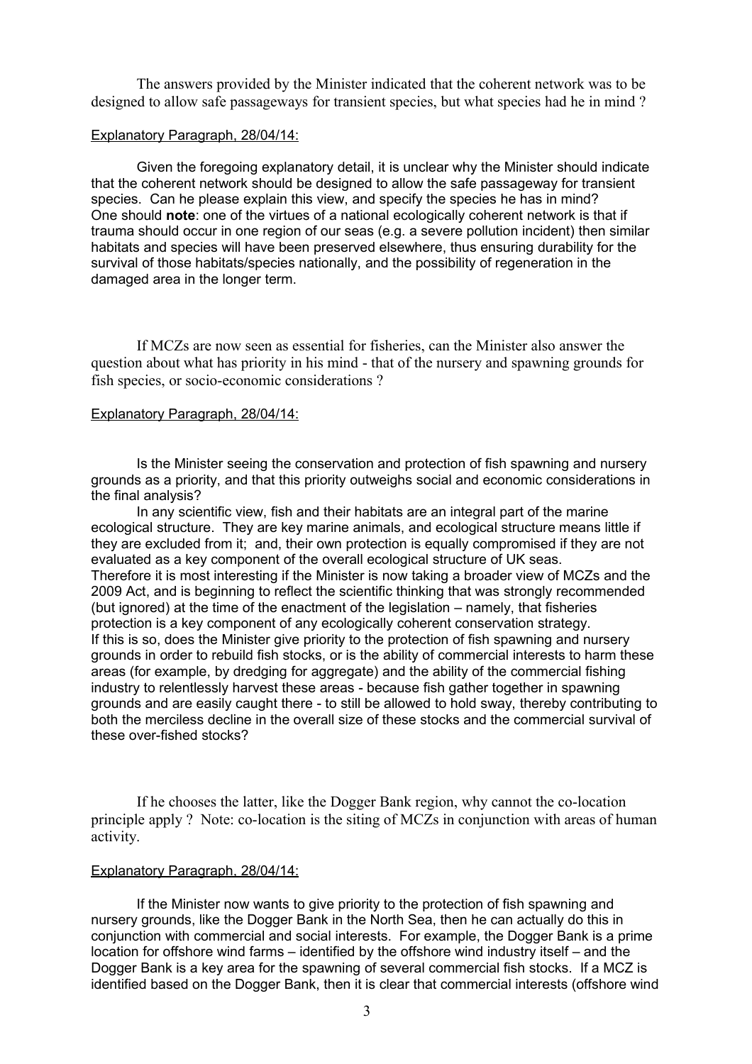The answers provided by the Minister indicated that the coherent network was to be designed to allow safe passageways for transient species, but what species had he in mind ?

Explanatory Paragraph, 28/04/14:

Given the foregoing explanatory detail, it is unclear why the Minister should indicate that the coherent network should be designed to allow the safe passageway for transient species. Can he please explain this view, and specify the species he has in mind? One should **note**: one of the virtues of a national ecologically coherent network is that if trauma should occur in one region of our seas (e.g. a severe pollution incident) then similar habitats and species will have been preserved elsewhere, thus ensuring durability for the survival of those habitats/species nationally, and the possibility of regeneration in the damaged area in the longer term.

If MCZs are now seen as essential for fisheries, can the Minister also answer the question about what has priority in his mind - that of the nursery and spawning grounds for fish species, or socio-economic considerations ?

Explanatory Paragraph, 28/04/14:

Is the Minister seeing the conservation and protection of fish spawning and nursery grounds as a priority, and that this priority outweighs social and economic considerations in the final analysis?

In any scientific view, fish and their habitats are an integral part of the marine ecological structure. They are key marine animals, and ecological structure means little if they are excluded from it; and, their own protection is equally compromised if they are not evaluated as a key component of the overall ecological structure of UK seas.
Therefore it is most interesting if the Minister is now taking a broader view of MCZs and the 2009 Act, and is beginning to reflect the scientific thinking that was strongly recommended (but ignored) at the time of the enactment of the legislation – namely, that fisheries protection is a key component of any ecologically coherent conservation strategy.
If this is so, does the Minister give priority to the protection of fish spawning and nursery grounds in order to rebuild fish stocks, or is the ability of commercial interests to harm these areas (for example, by dredging for aggregate) and the ability of the commercial fishing industry to relentlessly harvest these areas - because fish gather together in spawning grounds and are easily caught there - to still be allowed to hold sway, thereby contributing to both the merciless decline in the overall size of these stocks and the commercial survival of these over-fished stocks?

If he chooses the latter, like the Dogger Bank region, why cannot the co-location principle apply ? Note: co-location is the siting of MCZs in conjunction with areas of human activity.

Explanatory Paragraph, 28/04/14:

If the Minister now wants to give priority to the protection of fish spawning and nursery grounds, like the Dogger Bank in the North Sea, then he can actually do this in conjunction with commercial and social interests. For example, the Dogger Bank is a prime location for offshore wind farms – identified by the offshore wind industry itself – and the Dogger Bank is a key area for the spawning of several commercial fish stocks. If a MCZ is identified based on the Dogger Bank, then it is clear that commercial interests (offshore wind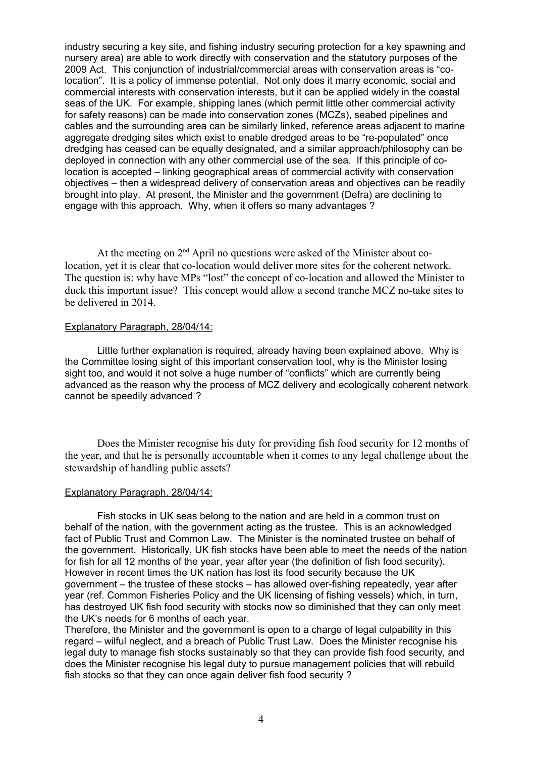industry securing a key site, and fishing industry securing protection for a key spawning and nursery area) are able to work directly with conservation and the statutory purposes of the 2009 Act. This conjunction of industrial/commercial areas with conservation areas is "co-location". It is a policy of immense potential. Not only does it marry economic, social and commercial interests with conservation interests, but it can be applied widely in the coastal seas of the UK. For example, shipping lanes (which permit little other commercial activity for safety reasons) can be made into conservation zones (MCZs), seabed pipelines and cables and the surrounding area can be similarly linked, reference areas adjacent to marine aggregate dredging sites which exist to enable dredged areas to be "re-populated" once dredging has ceased can be equally designated, and a similar approach/philosophy can be deployed in connection with any other commercial use of the sea. If this principle of co-location is accepted – linking geographical areas of commercial activity with conservation objectives – then a widespread delivery of conservation areas and objectives can be readily brought into play. At present, the Minister and the government (Defra) are declining to engage with this approach. Why, when it offers so many advantages ?

At the meeting on 2nd April no questions were asked of the Minister about co-location, yet it is clear that co-location would deliver more sites for the coherent network. The question is: why have MPs "lost" the concept of co-location and allowed the Minister to duck this important issue? This concept would allow a second tranche MCZ no-take sites to be delivered in 2014.

Explanatory Paragraph, 28/04/14:

Little further explanation is required, already having been explained above. Why is the Committee losing sight of this important conservation tool, why is the Minister losing sight too, and would it not solve a huge number of "conflicts" which are currently being advanced as the reason why the process of MCZ delivery and ecologically coherent network cannot be speedily advanced ?

Does the Minister recognise his duty for providing fish food security for 12 months of the year, and that he is personally accountable when it comes to any legal challenge about the stewardship of handling public assets?

Explanatory Paragraph, 28/04/14:

Fish stocks in UK seas belong to the nation and are held in a common trust on behalf of the nation, with the government acting as the trustee. This is an acknowledged fact of Public Trust and Common Law. The Minister is the nominated trustee on behalf of the government. Historically, UK fish stocks have been able to meet the needs of the nation for fish for all 12 months of the year, year after year (the definition of fish food security). However in recent times the UK nation has lost its food security because the UK government – the trustee of these stocks – has allowed over-fishing repeatedly, year after year (ref. Common Fisheries Policy and the UK licensing of fishing vessels) which, in turn, has destroyed UK fish food security with stocks now so diminished that they can only meet the UK's needs for 6 months of each year.

Therefore, the Minister and the government is open to a charge of legal culpability in this regard – wilful neglect, and a breach of Public Trust Law. Does the Minister recognise his legal duty to manage fish stocks sustainably so that they can provide fish food security, and does the Minister recognise his legal duty to pursue management policies that will rebuild fish stocks so that they can once again deliver fish food security ?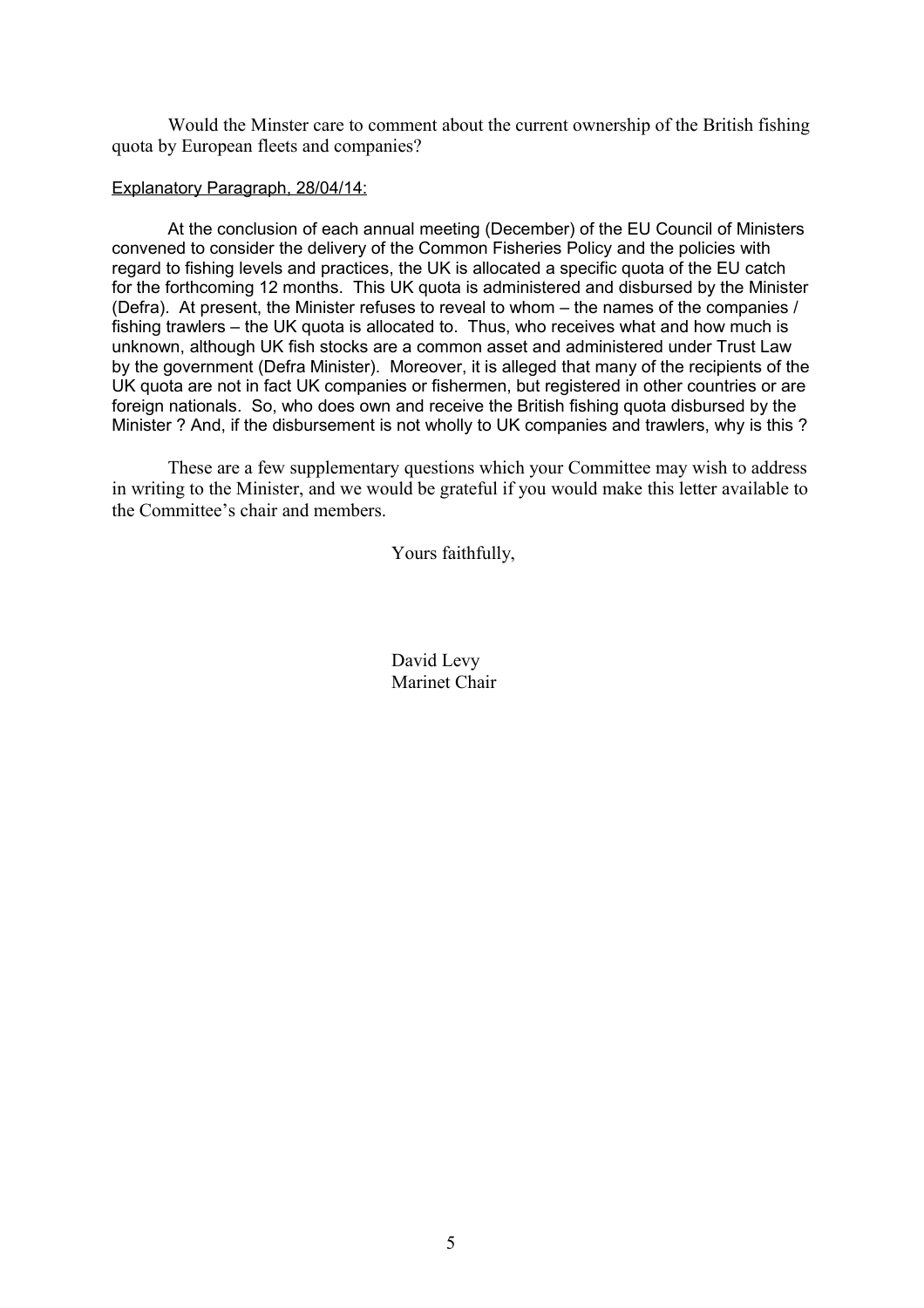Would the Minster care to comment about the current ownership of the British fishing quota by European fleets and companies?

<u>Explanatory Paragraph, 28/04/14:</u>

At the conclusion of each annual meeting (December) of the EU Council of Ministers convened to consider the delivery of the Common Fisheries Policy and the policies with regard to fishing levels and practices, the UK is allocated a specific quota of the EU catch for the forthcoming 12 months. This UK quota is administered and disbursed by the Minister (Defra). At present, the Minister refuses to reveal to whom – the names of the companies / fishing trawlers – the UK quota is allocated to. Thus, who receives what and how much is unknown, although UK fish stocks are a common asset and administered under Trust Law by the government (Defra Minister). Moreover, it is alleged that many of the recipients of the UK quota are not in fact UK companies or fishermen, but registered in other countries or are foreign nationals. So, who does own and receive the British fishing quota disbursed by the Minister ? And, if the disbursement is not wholly to UK companies and trawlers, why is this ?

These are a few supplementary questions which your Committee may wish to address in writing to the Minister, and we would be grateful if you would make this letter available to the Committee's chair and members.

Yours faithfully,

David Levy
Marinet Chair